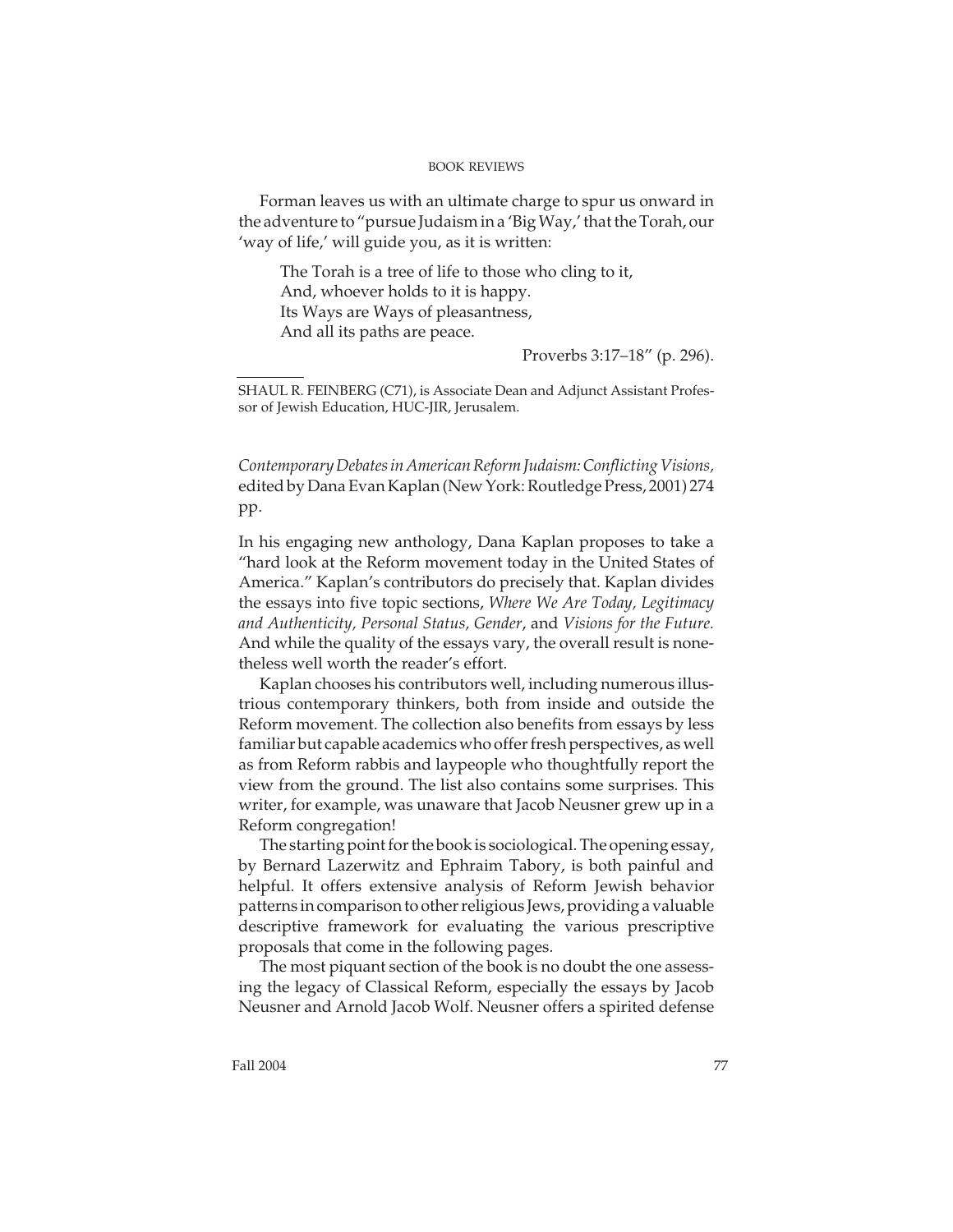Forman leaves us with an ultimate charge to spur us onward in the adventure to "pursue Judaism in a 'Big Way,' that the Torah, our 'way of life,' will guide you, as it is written:

> The Torah is a tree of life to those who cling to it,
> And, whoever holds to it is happy.
> Its Ways are Ways of pleasantness,
> And all its paths are peace.
>
> Proverbs 3:17–18" (p. 296).

---

SHAUL R. FEINBERG (C71), is Associate Dean and Adjunct Assistant Professor of Jewish Education, HUC-JIR, Jerusalem.

*Contemporary Debates in American Reform Judaism: Conflicting Visions*, edited by Dana Evan Kaplan (New York: Routledge Press, 2001) 274 pp.

In his engaging new anthology, Dana Kaplan proposes to take a "hard look at the Reform movement today in the United States of America." Kaplan's contributors do precisely that. Kaplan divides the essays into five topic sections, *Where We Are Today, Legitimacy and Authenticity, Personal Status, Gender*, and *Visions for the Future.* And while the quality of the essays vary, the overall result is nonetheless well worth the reader's effort.

Kaplan chooses his contributors well, including numerous illustrious contemporary thinkers, both from inside and outside the Reform movement. The collection also benefits from essays by less familiar but capable academics who offer fresh perspectives, as well as from Reform rabbis and laypeople who thoughtfully report the view from the ground. The list also contains some surprises. This writer, for example, was unaware that Jacob Neusner grew up in a Reform congregation!

The starting point for the book is sociological. The opening essay, by Bernard Lazerwitz and Ephraim Tabory, is both painful and helpful. It offers extensive analysis of Reform Jewish behavior patterns in comparison to other religious Jews, providing a valuable descriptive framework for evaluating the various prescriptive proposals that come in the following pages.

The most piquant section of the book is no doubt the one assessing the legacy of Classical Reform, especially the essays by Jacob Neusner and Arnold Jacob Wolf. Neusner offers a spirited defense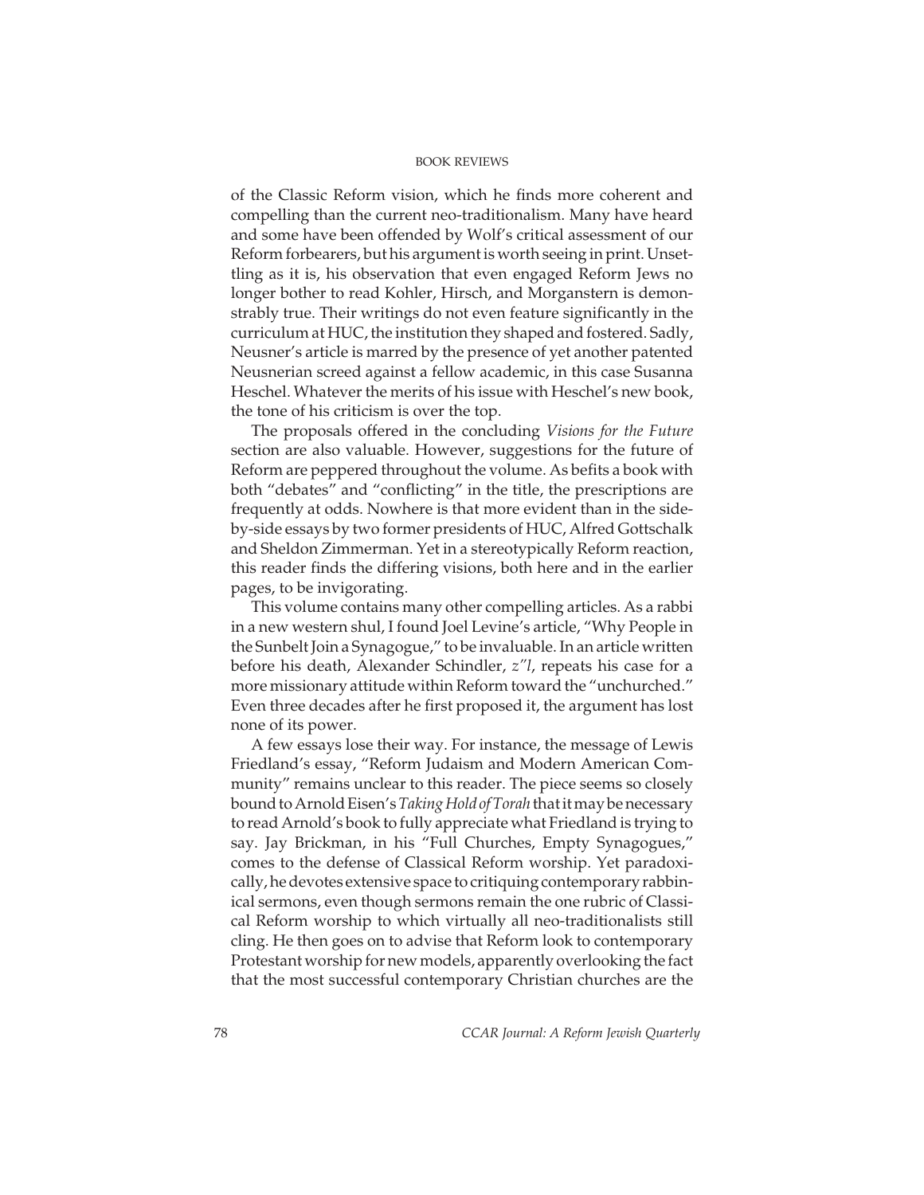of the Classic Reform vision, which he finds more coherent and compelling than the current neo-traditionalism. Many have heard and some have been offended by Wolf's critical assessment of our Reform forbearers, but his argument is worth seeing in print. Unsettling as it is, his observation that even engaged Reform Jews no longer bother to read Kohler, Hirsch, and Morganstern is demonstrably true. Their writings do not even feature significantly in the curriculum at HUC, the institution they shaped and fostered. Sadly, Neusner's article is marred by the presence of yet another patented Neusnerian screed against a fellow academic, in this case Susanna Heschel. Whatever the merits of his issue with Heschel's new book, the tone of his criticism is over the top.

The proposals offered in the concluding *Visions for the Future* section are also valuable. However, suggestions for the future of Reform are peppered throughout the volume. As befits a book with both "debates" and "conflicting" in the title, the prescriptions are frequently at odds. Nowhere is that more evident than in the side-by-side essays by two former presidents of HUC, Alfred Gottschalk and Sheldon Zimmerman. Yet in a stereotypically Reform reaction, this reader finds the differing visions, both here and in the earlier pages, to be invigorating.

This volume contains many other compelling articles. As a rabbi in a new western shul, I found Joel Levine's article, "Why People in the Sunbelt Join a Synagogue," to be invaluable. In an article written before his death, Alexander Schindler, *z"l*, repeats his case for a more missionary attitude within Reform toward the "unchurched." Even three decades after he first proposed it, the argument has lost none of its power.

A few essays lose their way. For instance, the message of Lewis Friedland's essay, "Reform Judaism and Modern American Community" remains unclear to this reader. The piece seems so closely bound to Arnold Eisen's *Taking Hold of Torah* that it may be necessary to read Arnold's book to fully appreciate what Friedland is trying to say. Jay Brickman, in his "Full Churches, Empty Synagogues," comes to the defense of Classical Reform worship. Yet paradoxically, he devotes extensive space to critiquing contemporary rabbinical sermons, even though sermons remain the one rubric of Classical Reform worship to which virtually all neo-traditionalists still cling. He then goes on to advise that Reform look to contemporary Protestant worship for new models, apparently overlooking the fact that the most successful contemporary Christian churches are the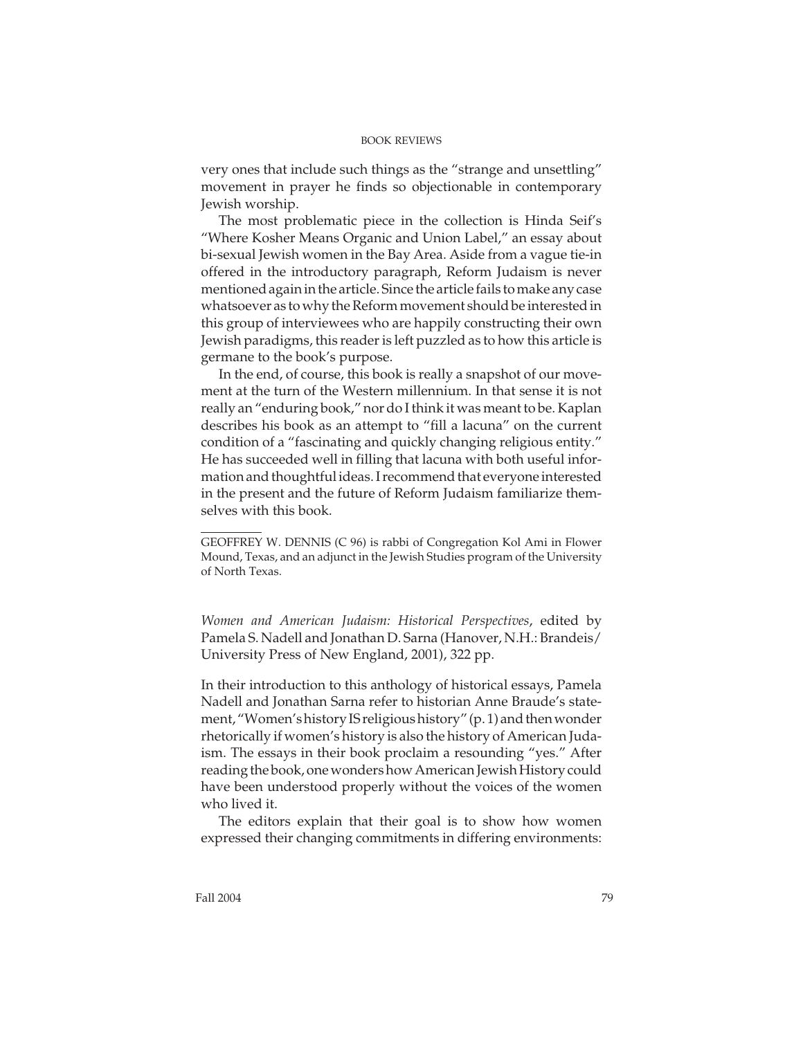very ones that include such things as the "strange and unsettling" movement in prayer he finds so objectionable in contemporary Jewish worship.

The most problematic piece in the collection is Hinda Seif's "Where Kosher Means Organic and Union Label," an essay about bi-sexual Jewish women in the Bay Area. Aside from a vague tie-in offered in the introductory paragraph, Reform Judaism is never mentioned again in the article. Since the article fails to make any case whatsoever as to why the Reform movement should be interested in this group of interviewees who are happily constructing their own Jewish paradigms, this reader is left puzzled as to how this article is germane to the book's purpose.

In the end, of course, this book is really a snapshot of our movement at the turn of the Western millennium. In that sense it is not really an "enduring book," nor do I think it was meant to be. Kaplan describes his book as an attempt to "fill a lacuna" on the current condition of a "fascinating and quickly changing religious entity." He has succeeded well in filling that lacuna with both useful information and thoughtful ideas. I recommend that everyone interested in the present and the future of Reform Judaism familiarize themselves with this book.

---

GEOFFREY W. DENNIS (C 96) is rabbi of Congregation Kol Ami in Flower Mound, Texas, and an adjunct in the Jewish Studies program of the University of North Texas.

*Women and American Judaism: Historical Perspectives*, edited by Pamela S. Nadell and Jonathan D. Sarna (Hanover, N.H.: Brandeis/University Press of New England, 2001), 322 pp.

In their introduction to this anthology of historical essays, Pamela Nadell and Jonathan Sarna refer to historian Anne Braude's statement, "Women's history IS religious history" (p. 1) and then wonder rhetorically if women's history is also the history of American Judaism. The essays in their book proclaim a resounding "yes." After reading the book, one wonders how American Jewish History could have been understood properly without the voices of the women who lived it.

The editors explain that their goal is to show how women expressed their changing commitments in differing environments: